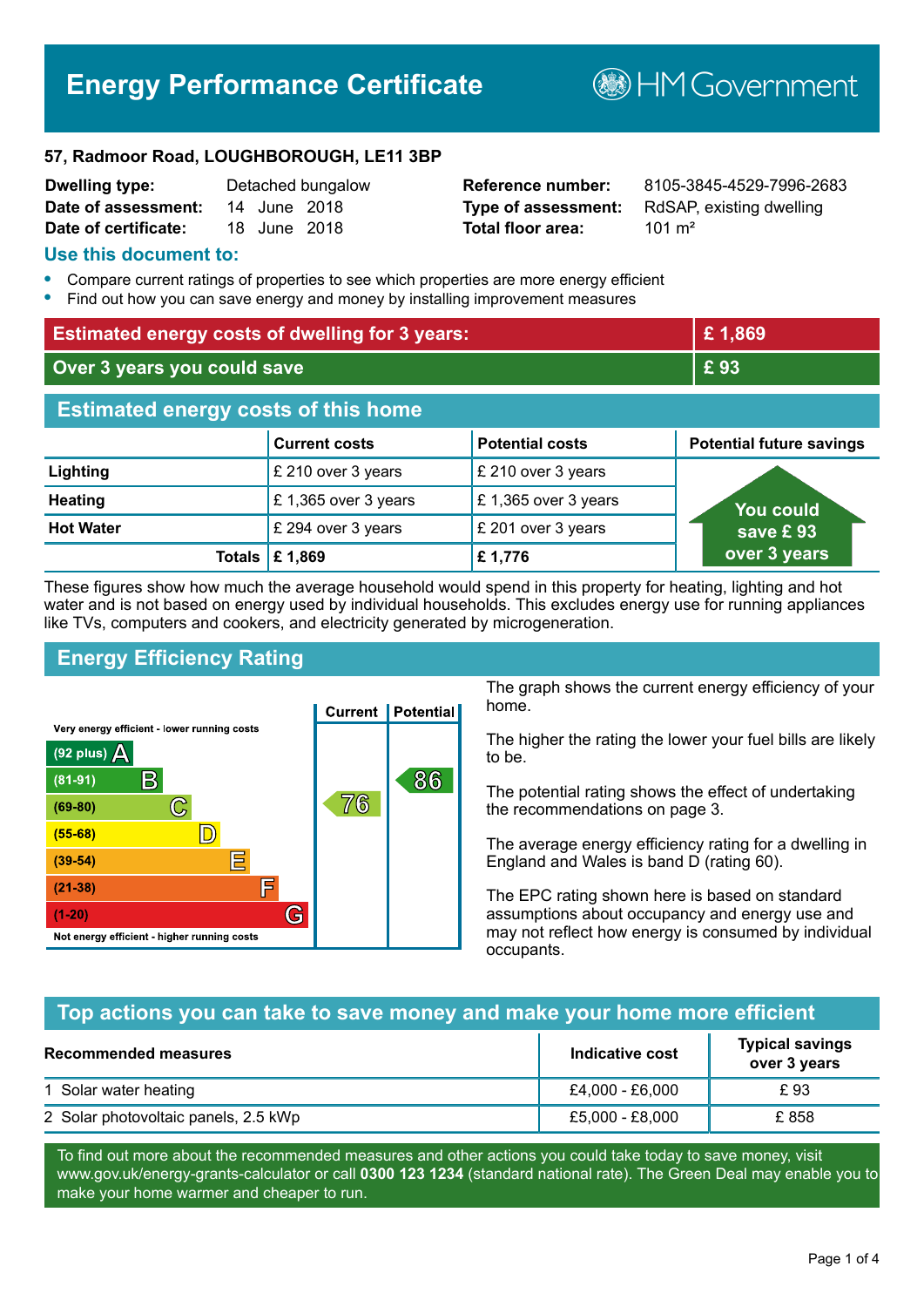# Energy Performance Certificate

HM Government

**57, Radmoor Road, LOUGHBOROUGH, LE11 3BP**

| | | | |
|---|---|---|---|
| **Dwelling type:** | Detached bungalow | **Reference number:** | 8105-3845-4529-7996-2683 |
| **Date of assessment:** | 14 June 2018 | **Type of assessment:** | RdSAP, existing dwelling |
| **Date of certificate:** | 18 June 2018 | **Total floor area:** | 101 m² |

## Use this document to:

- Compare current ratings of properties to see which properties are more energy efficient
- Find out how you can save energy and money by installing improvement measures

| | |
|---|---|
| **Estimated energy costs of dwelling for 3 years:** | **£ 1,869** |
| **Over 3 years you could save** | **£ 93** |

## Estimated energy costs of this home

| | Current costs | Potential costs | Potential future savings |
|---|---|---|---|
| **Lighting** | £ 210 over 3 years | £ 210 over 3 years | You could save £ 93 over 3 years |
| **Heating** | £ 1,365 over 3 years | £ 1,365 over 3 years | |
| **Hot Water** | £ 294 over 3 years | £ 201 over 3 years | |
| **Totals** | **£ 1,869** | **£ 1,776** | |

These figures show how much the average household would spend in this property for heating, lighting and hot water and is not based on energy used by individual households. This excludes energy use for running appliances like TVs, computers and cookers, and electricity generated by microgeneration.

## Energy Efficiency Rating

Very energy efficient - lower running costs

| Rating | Band | Current | Potential |
|---|---|---|---|
| (92 plus) | A | | |
| (81-91) | B | | 86 |
| (69-80) | C | 76 | |
| (55-68) | D | | |
| (39-54) | E | | |
| (21-38) | F | | |
| (1-20) | G | | |

Not energy efficient - higher running costs

The graph shows the current energy efficiency of your home.

The higher the rating the lower your fuel bills are likely to be.

The potential rating shows the effect of undertaking the recommendations on page 3.

The average energy efficiency rating for a dwelling in England and Wales is band D (rating 60).

The EPC rating shown here is based on standard assumptions about occupancy and energy use and may not reflect how energy is consumed by individual occupants.

## Top actions you can take to save money and make your home more efficient

| Recommended measures | Indicative cost | Typical savings over 3 years |
|---|---|---|
| 1 Solar water heating | £4,000 - £6,000 | £ 93 |
| 2 Solar photovoltaic panels, 2.5 kWp | £5,000 - £8,000 | £ 858 |

To find out more about the recommended measures and other actions you could take today to save money, visit www.gov.uk/energy-grants-calculator or call **0300 123 1234** (standard national rate). The Green Deal may enable you to make your home warmer and cheaper to run.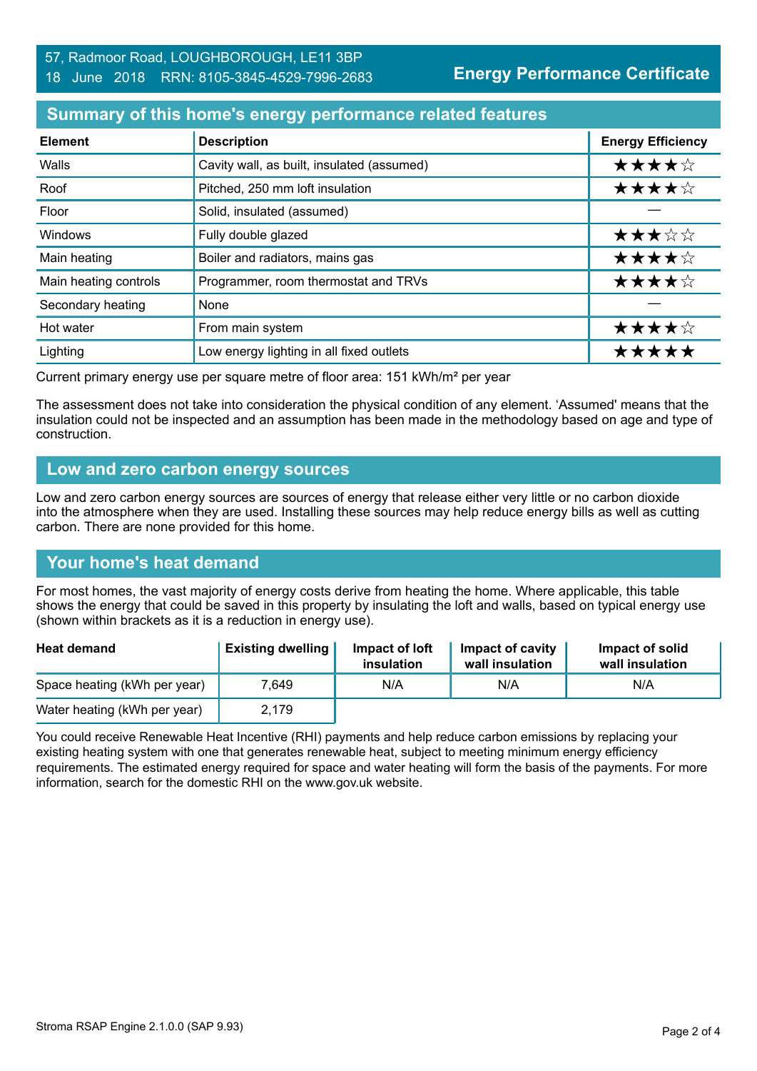57, Radmoor Road, LOUGHBOROUGH, LE11 3BP
18 June 2018 RRN: 8105-3845-4529-7996-2683

**Energy Performance Certificate**

## Summary of this home's energy performance related features

| Element | Description | Energy Efficiency |
|---|---|---|
| Walls | Cavity wall, as built, insulated (assumed) | ★★★★☆ |
| Roof | Pitched, 250 mm loft insulation | ★★★★☆ |
| Floor | Solid, insulated (assumed) | — |
| Windows | Fully double glazed | ★★★☆☆ |
| Main heating | Boiler and radiators, mains gas | ★★★★☆ |
| Main heating controls | Programmer, room thermostat and TRVs | ★★★★☆ |
| Secondary heating | None | — |
| Hot water | From main system | ★★★★☆ |
| Lighting | Low energy lighting in all fixed outlets | ★★★★★ |

Current primary energy use per square metre of floor area: 151 kWh/m² per year

The assessment does not take into consideration the physical condition of any element. 'Assumed' means that the insulation could not be inspected and an assumption has been made in the methodology based on age and type of construction.

## Low and zero carbon energy sources

Low and zero carbon energy sources are sources of energy that release either very little or no carbon dioxide into the atmosphere when they are used. Installing these sources may help reduce energy bills as well as cutting carbon. There are none provided for this home.

## Your home's heat demand

For most homes, the vast majority of energy costs derive from heating the home. Where applicable, this table shows the energy that could be saved in this property by insulating the loft and walls, based on typical energy use (shown within brackets as it is a reduction in energy use).

| Heat demand | Existing dwelling | Impact of loft insulation | Impact of cavity wall insulation | Impact of solid wall insulation |
|---|---|---|---|---|
| Space heating (kWh per year) | 7,649 | N/A | N/A | N/A |
| Water heating (kWh per year) | 2,179 | | | |

You could receive Renewable Heat Incentive (RHI) payments and help reduce carbon emissions by replacing your existing heating system with one that generates renewable heat, subject to meeting minimum energy efficiency requirements. The estimated energy required for space and water heating will form the basis of the payments. For more information, search for the domestic RHI on the www.gov.uk website.

Stroma RSAP Engine 2.1.0.0 (SAP 9.93)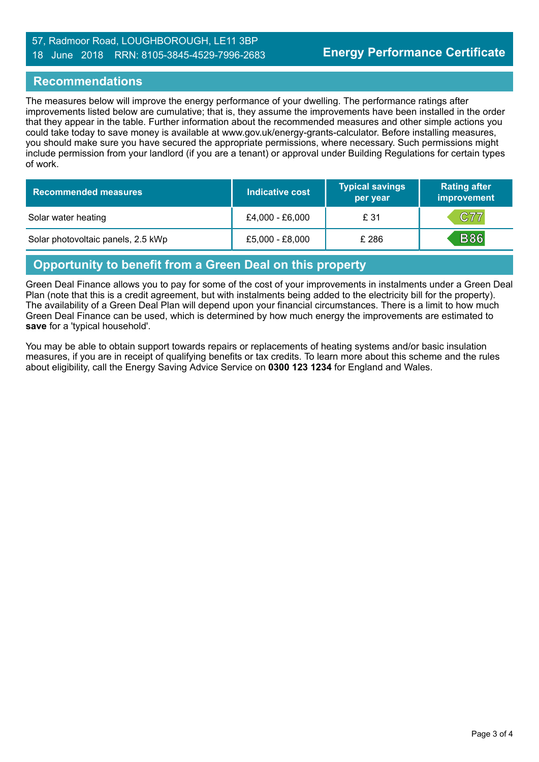57, Radmoor Road, LOUGHBOROUGH, LE11 3BP
18 June 2018 RRN: 8105-3845-4529-7996-2683

**Energy Performance Certificate**

## Recommendations

The measures below will improve the energy performance of your dwelling. The performance ratings after improvements listed below are cumulative; that is, they assume the improvements have been installed in the order that they appear in the table. Further information about the recommended measures and other simple actions you could take today to save money is available at www.gov.uk/energy-grants-calculator. Before installing measures, you should make sure you have secured the appropriate permissions, where necessary. Such permissions might include permission from your landlord (if you are a tenant) or approval under Building Regulations for certain types of work.

| Recommended measures | Indicative cost | Typical savings per year | Rating after improvement |
|---|---|---|---|
| Solar water heating | £4,000 - £6,000 | £ 31 | C77 |
| Solar photovoltaic panels, 2.5 kWp | £5,000 - £8,000 | £ 286 | B86 |

## Opportunity to benefit from a Green Deal on this property

Green Deal Finance allows you to pay for some of the cost of your improvements in instalments under a Green Deal Plan (note that this is a credit agreement, but with instalments being added to the electricity bill for the property). The availability of a Green Deal Plan will depend upon your financial circumstances. There is a limit to how much Green Deal Finance can be used, which is determined by how much energy the improvements are estimated to **save** for a 'typical household'.

You may be able to obtain support towards repairs or replacements of heating systems and/or basic insulation measures, if you are in receipt of qualifying benefits or tax credits. To learn more about this scheme and the rules about eligibility, call the Energy Saving Advice Service on **0300 123 1234** for England and Wales.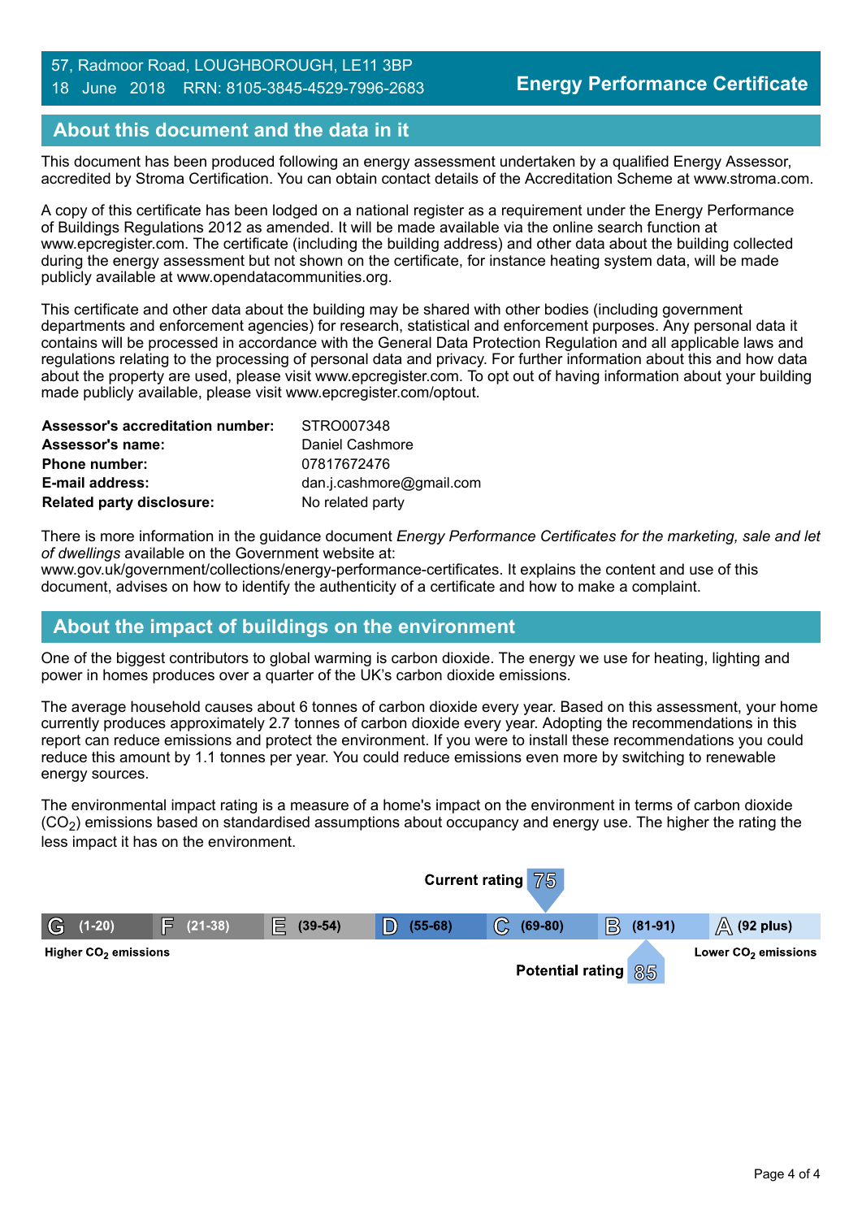57, Radmoor Road, LOUGHBOROUGH, LE11 3BP
18 June 2018 RRN: 8105-3845-4529-7996-2683

**Energy Performance Certificate**

## About this document and the data in it

This document has been produced following an energy assessment undertaken by a qualified Energy Assessor, accredited by Stroma Certification. You can obtain contact details of the Accreditation Scheme at www.stroma.com.

A copy of this certificate has been lodged on a national register as a requirement under the Energy Performance of Buildings Regulations 2012 as amended. It will be made available via the online search function at www.epcregister.com. The certificate (including the building address) and other data about the building collected during the energy assessment but not shown on the certificate, for instance heating system data, will be made publicly available at www.opendatacommunities.org.

This certificate and other data about the building may be shared with other bodies (including government departments and enforcement agencies) for research, statistical and enforcement purposes. Any personal data it contains will be processed in accordance with the General Data Protection Regulation and all applicable laws and regulations relating to the processing of personal data and privacy. For further information about this and how data about the property are used, please visit www.epcregister.com. To opt out of having information about your building made publicly available, please visit www.epcregister.com/optout.

| | |
|---|---|
| **Assessor's accreditation number:** | STRO007348 |
| **Assessor's name:** | Daniel Cashmore |
| **Phone number:** | 07817672476 |
| **E-mail address:** | dan.j.cashmore@gmail.com |
| **Related party disclosure:** | No related party |

There is more information in the guidance document *Energy Performance Certificates for the marketing, sale and let of dwellings* available on the Government website at: www.gov.uk/government/collections/energy-performance-certificates. It explains the content and use of this document, advises on how to identify the authenticity of a certificate and how to make a complaint.

## About the impact of buildings on the environment

One of the biggest contributors to global warming is carbon dioxide. The energy we use for heating, lighting and power in homes produces over a quarter of the UK's carbon dioxide emissions.

The average household causes about 6 tonnes of carbon dioxide every year. Based on this assessment, your home currently produces approximately 2.7 tonnes of carbon dioxide every year. Adopting the recommendations in this report can reduce emissions and protect the environment. If you were to install these recommendations you could reduce this amount by 1.1 tonnes per year. You could reduce emissions even more by switching to renewable energy sources.

The environmental impact rating is a measure of a home's impact on the environment in terms of carbon dioxide ($CO_2$) emissions based on standardised assumptions about occupancy and energy use. The higher the rating the less impact it has on the environment.

Current rating 75

G (1-20) F (21-38) E (39-54) D (55-68) C (69-80) B (81-91) A (92 plus)

Higher $CO_2$ emissions

Lower $CO_2$ emissions

Potential rating 85